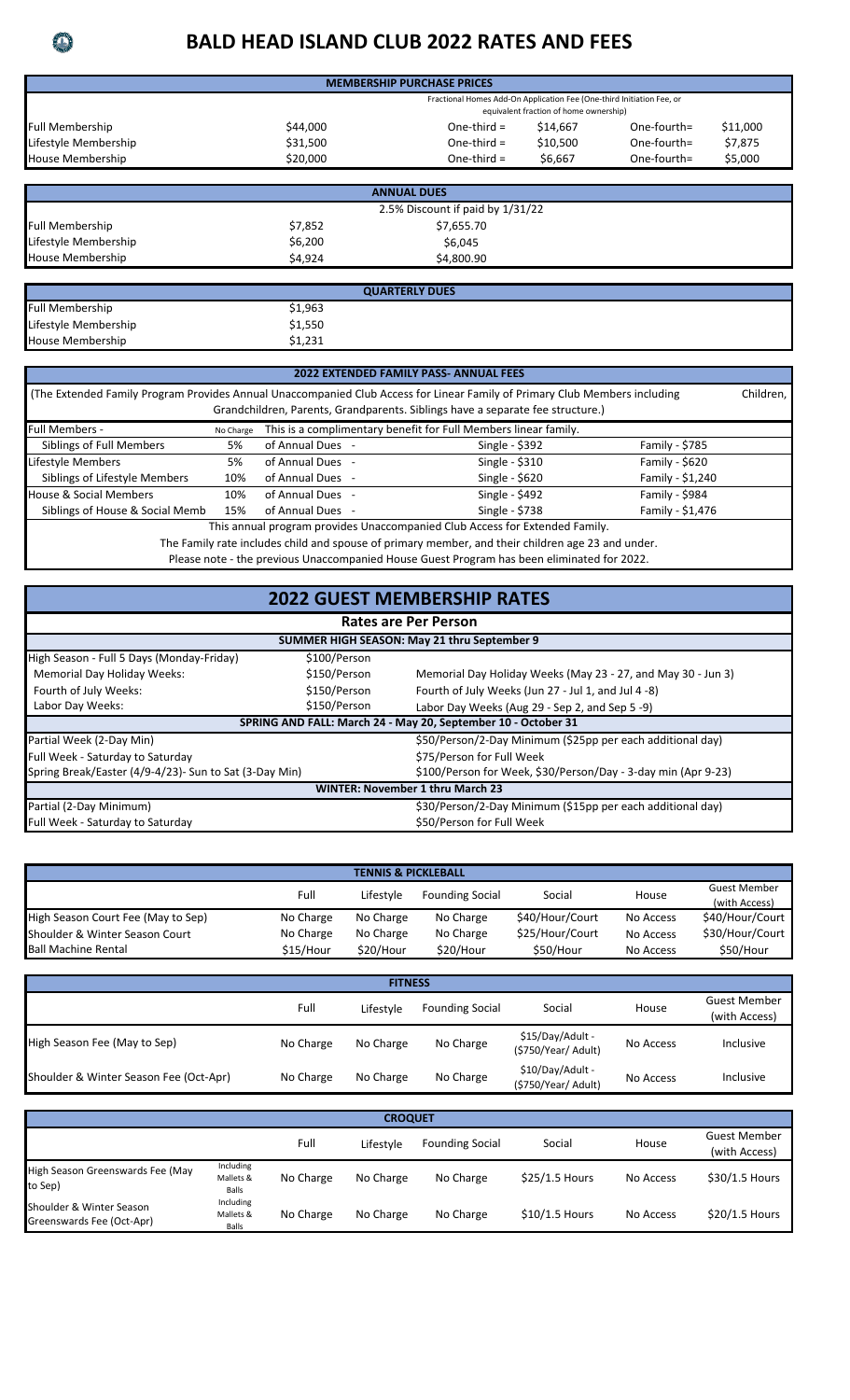# BALD HEAD ISLAND CLUB 2022 RATES AND FEES

| MEMBERSHIP PURCHASE PRICES | | | | | | |
|---|---|---|---|---|---|---|
| | | Fractional Homes Add-On Application Fee (One-third Initiation Fee, or equivalent fraction of home ownership) | | | | |
| Full Membership | $44,000 | One-third = | $14,667 | One-fourth= | $11,000 |
| Lifestyle Membership | $31,500 | One-third = | $10,500 | One-fourth= | $7,875 |
| House Membership | $20,000 | One-third = | $6,667 | One-fourth= | $5,000 |

| ANNUAL DUES | | |
|---|---|---|
| | | 2.5% Discount if paid by 1/31/22 |
| Full Membership | $7,852 | $7,655.70 |
| Lifestyle Membership | $6,200 | $6,045 |
| House Membership | $4,924 | $4,800.90 |

| QUARTERLY DUES | |
|---|---|
| Full Membership | $1,963 |
| Lifestyle Membership | $1,550 |
| House Membership | $1,231 |

## 2022 EXTENDED FAMILY PASS- ANNUAL FEES

(The Extended Family Program Provides Annual Unaccompanied Club Access for Linear Family of Primary Club Members including Children, Grandchildren, Parents, Grandparents. Siblings have a separate fee structure.)

| | | | | |
|---|---|---|---|---|
| Full Members - | No Charge | This is a complimentary benefit for Full Members linear family. | | |
| Siblings of Full Members | 5% | of Annual Dues - | Single - $392 | Family - $785 |
| Lifestyle Members | 5% | of Annual Dues - | Single - $310 | Family - $620 |
| Siblings of Lifestyle Members | 10% | of Annual Dues - | Single - $620 | Family - $1,240 |
| House & Social Members | 10% | of Annual Dues - | Single - $492 | Family - $984 |
| Siblings of House & Social Memb | 15% | of Annual Dues - | Single - $738 | Family - $1,476 |

This annual program provides Unaccompanied Club Access for Extended Family.

The Family rate includes child and spouse of primary member, and their children age 23 and under.

Please note - the previous Unaccompanied House Guest Program has been eliminated for 2022.

## 2022 GUEST MEMBERSHIP RATES

### Rates are Per Person

| SUMMER HIGH SEASON: May 21 thru September 9 | | |
|---|---|---|
| High Season - Full 5 Days (Monday-Friday) | $100/Person | |
| Memorial Day Holiday Weeks: | $150/Person | Memorial Day Holiday Weeks (May 23 - 27, and May 30 - Jun 3) |
| Fourth of July Weeks: | $150/Person | Fourth of July Weeks (Jun 27 - Jul 1, and Jul 4 -8) |
| Labor Day Weeks: | $150/Person | Labor Day Weeks (Aug 29 - Sep 2, and Sep 5 -9) |
| **SPRING AND FALL: March 24 - May 20, September 10 - October 31** | | |
| Partial Week (2-Day Min) | | $50/Person/2-Day Minimum ($25pp per each additional day) |
| Full Week - Saturday to Saturday | | $75/Person for Full Week |
| Spring Break/Easter (4/9-4/23)- Sun to Sat (3-Day Min) | | $100/Person for Week, $30/Person/Day - 3-day min (Apr 9-23) |
| **WINTER: November 1 thru March 23** | | |
| Partial (2-Day Minimum) | | $30/Person/2-Day Minimum ($15pp per each additional day) |
| Full Week - Saturday to Saturday | | $50/Person for Full Week |

| TENNIS & PICKLEBALL | Full | Lifestyle | Founding Social | Social | House | Guest Member (with Access) |
|---|---|---|---|---|---|---|
| High Season Court Fee (May to Sep) | No Charge | No Charge | No Charge | $40/Hour/Court | No Access | $40/Hour/Court |
| Shoulder & Winter Season Court | No Charge | No Charge | No Charge | $25/Hour/Court | No Access | $30/Hour/Court |
| Ball Machine Rental | $15/Hour | $20/Hour | $20/Hour | $50/Hour | No Access | $50/Hour |

| FITNESS | Full | Lifestyle | Founding Social | Social | House | Guest Member (with Access) |
|---|---|---|---|---|---|---|
| High Season Fee (May to Sep) | No Charge | No Charge | No Charge | $15/Day/Adult - ($750/Year/ Adult) | No Access | Inclusive |
| Shoulder & Winter Season Fee (Oct-Apr) | No Charge | No Charge | No Charge | $10/Day/Adult - ($750/Year/ Adult) | No Access | Inclusive |

| CROQUET | | Full | Lifestyle | Founding Social | Social | House | Guest Member (with Access) |
|---|---|---|---|---|---|---|---|
| High Season Greenswards Fee (May to Sep) | Including Mallets & Balls | No Charge | No Charge | No Charge | $25/1.5 Hours | No Access | $30/1.5 Hours |
| Shoulder & Winter Season Greenswards Fee (Oct-Apr) | Including Mallets & Balls | No Charge | No Charge | No Charge | $10/1.5 Hours | No Access | $20/1.5 Hours |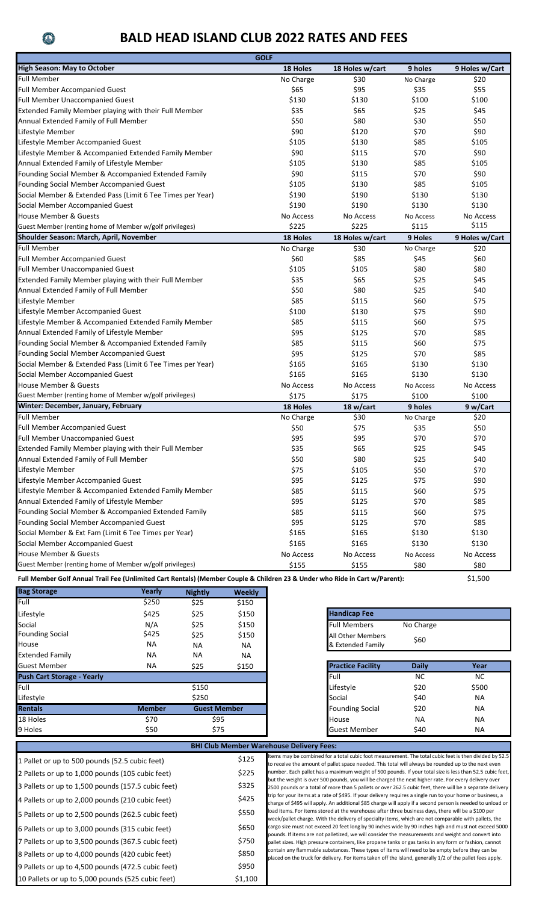# BALD HEAD ISLAND CLUB 2022 RATES AND FEES

## GOLF

| High Season: May to October | 18 Holes | 18 Holes w/cart | 9 holes | 9 Holes w/Cart |
|---|---|---|---|---|
| Full Member | No Charge | $30 | No Charge | $20 |
| Full Member Accompanied Guest | $65 | $95 | $35 | $55 |
| Full Member Unaccompanied Guest | $130 | $130 | $100 | $100 |
| Extended Family Member playing with their Full Member | $35 | $65 | $25 | $45 |
| Annual Extended Family of Full Member | $50 | $80 | $30 | $50 |
| Lifestyle Member | $90 | $120 | $70 | $90 |
| Lifestyle Member Accompanied Guest | $105 | $130 | $85 | $105 |
| Lifestyle Member & Accompanied Extended Family Member | $90 | $115 | $70 | $90 |
| Annual Extended Family of Lifestyle Member | $105 | $130 | $85 | $105 |
| Founding Social Member & Accompanied Extended Family | $90 | $115 | $70 | $90 |
| Founding Social Member Accompanied Guest | $105 | $130 | $85 | $105 |
| Social Member & Extended Pass (Limit 6 Tee Times per Year) | $190 | $190 | $130 | $130 |
| Social Member Accompanied Guest | $190 | $190 | $130 | $130 |
| House Member & Guests | No Access | No Access | No Access | No Access |
| Guest Member (renting home of Member w/golf privileges) | $225 | $225 | $115 | $115 |
| **Shoulder Season: March, April, November** | **18 Holes** | **18 Holes w/cart** | **9 Holes** | **9 Holes w/Cart** |
| Full Member | No Charge | $30 | No Charge | $20 |
| Full Member Accompanied Guest | $60 | $85 | $45 | $60 |
| Full Member Unaccompanied Guest | $105 | $105 | $80 | $80 |
| Extended Family Member playing with their Full Member | $35 | $65 | $25 | $45 |
| Annual Extended Family of Full Member | $50 | $80 | $25 | $40 |
| Lifestyle Member | $85 | $115 | $60 | $75 |
| Lifestyle Member Accompanied Guest | $100 | $130 | $75 | $90 |
| Lifestyle Member & Accompanied Extended Family Member | $85 | $115 | $60 | $75 |
| Annual Extended Family of Lifestyle Member | $95 | $125 | $70 | $85 |
| Founding Social Member & Accompanied Extended Family | $85 | $115 | $60 | $75 |
| Founding Social Member Accompanied Guest | $95 | $125 | $70 | $85 |
| Social Member & Extended Pass (Limit 6 Tee Times per Year) | $165 | $165 | $130 | $130 |
| Social Member Accompanied Guest | $165 | $165 | $130 | $130 |
| House Member & Guests | No Access | No Access | No Access | No Access |
| Guest Member (renting home of Member w/golf privileges) | $175 | $175 | $100 | $100 |
| **Winter: December, January, February** | **18 Holes** | **18 w/cart** | **9 holes** | **9 w/Cart** |
| Full Member | No Charge | $30 | No Charge | $20 |
| Full Member Accompanied Guest | $50 | $75 | $35 | $50 |
| Full Member Unaccompanied Guest | $95 | $95 | $70 | $70 |
| Extended Family Member playing with their Full Member | $35 | $65 | $25 | $45 |
| Annual Extended Family of Full Member | $50 | $80 | $25 | $40 |
| Lifestyle Member | $75 | $105 | $50 | $70 |
| Lifestyle Member Accompanied Guest | $95 | $125 | $75 | $90 |
| Lifestyle Member & Accompanied Extended Family Member | $85 | $115 | $60 | $75 |
| Annual Extended Family of Lifestyle Member | $95 | $125 | $70 | $85 |
| Founding Social Member & Accompanied Extended Family | $85 | $115 | $60 | $75 |
| Founding Social Member Accompanied Guest | $95 | $125 | $70 | $85 |
| Social Member & Ext Fam (Limit 6 Tee Times per Year) | $165 | $165 | $130 | $130 |
| Social Member Accompanied Guest | $165 | $165 | $130 | $130 |
| House Member & Guests | No Access | No Access | No Access | No Access |
| Guest Member (renting home of Member w/golf privileges) | $155 | $155 | $80 | $80 |

**Full Member Golf Annual Trail Fee (Unlimited Cart Rentals) (Member Couple & Children 23 & Under who Ride in Cart w/Parent):** $1,500

| Bag Storage | Yearly | Nightly | Weekly |
|---|---|---|---|
| Full | $250 | $25 | $150 |
| Lifestyle | $425 | $25 | $150 |
| Social | N/A | $25 | $150 |
| Founding Social | $425 | $25 | $150 |
| House | NA | NA | NA |
| Extended Family | NA | NA | NA |
| Guest Member | NA | $25 | $150 |
| **Push Cart Storage - Yearly** | | | |
| Full | | $150 | |
| Lifestyle | | $250 | |
| **Rentals** | **Member** | **Guest Member** | |
| 18 Holes | $70 | $95 | |
| 9 Holes | $50 | $75 | |

| Handicap Fee | |
|---|---|
| Full Members | No Charge |
| All Other Members & Extended Family | $60 |

| Practice Facility | Daily | Year |
|---|---|---|
| Full | NC | NC |
| Lifestyle | $20 | $500 |
| Social | $40 | NA |
| Founding Social | $20 | NA |
| House | NA | NA |
| Guest Member | $40 | NA |

## BHI Club Member Warehouse Delivery Fees:

| | |
|---|---|
| 1 Pallet or up to 500 pounds (52.5 cubic feet) | $125 |
| 2 Pallets or up to 1,000 pounds (105 cubic feet) | $225 |
| 3 Pallets or up to 1,500 pounds (157.5 cubic feet) | $325 |
| 4 Pallets or up to 2,000 pounds (210 cubic feet) | $425 |
| 5 Pallets or up to 2,500 pounds (262.5 cubic feet) | $550 |
| 6 Pallets or up to 3,000 pounds (315 cubic feet) | $650 |
| 7 Pallets or up to 3,500 pounds (367.5 cubic feet) | $750 |
| 8 Pallets or up to 4,000 pounds (420 cubic feet) | $850 |
| 9 Pallets or up to 4,500 pounds (472.5 cubic feet) | $950 |
| 10 Pallets or up to 5,000 pounds (525 cubic feet) | $1,100 |

Items may be combined for a total cubic foot measurement. The total cubic feet is then divided by 52.5 to receive the amount of pallet space needed. This total will always be rounded up to the next even number. Each pallet has a maximum weight of 500 pounds. If your total size is less than 52.5 cubic feet, but the weight is over 500 pounds, you will be charged the next higher rate. For every delivery over 2500 pounds or a total of more than 5 pallets or over 262.5 cubic feet, there will be a separate delivery trip for your items at a rate of $495. If your delivery requires a single run to your home or business, a charge of $495 will apply. An additional $85 charge will apply if a second person is needed to unload or load items. For items stored at the warehouse after three business days, there will be a $100 per week/pallet charge. With the delivery of specialty items, which are not comparable with pallets, the cargo size must not exceed 20 feet long by 90 inches wide by 90 inches high and must not exceed 5000 pounds. If items are not palletized, we will consider the measurements and weight and convert into pallet sizes. High pressure containers, like propane tanks or gas tanks in any form or fashion, cannot contain any flammable substances. These types of items will need to be empty before they can be placed on the truck for delivery. For items taken off the island, generally 1/2 of the pallet fees apply.